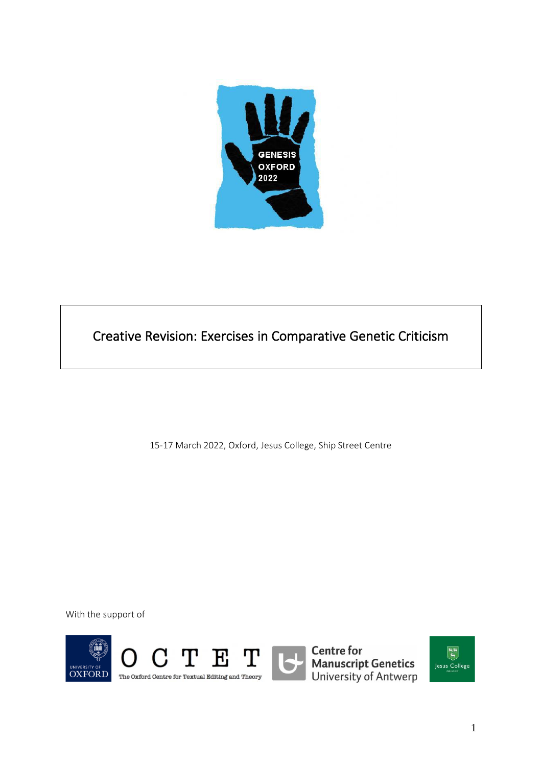GENESIS OXFORD 2022

# Creative Revision: Exercises in Comparative Genetic Criticism

15-17 March 2022, Oxford, Jesus College, Ship Street Centre

With the support of

University of Oxford

OCTET – The Oxford Centre for Textual Editing and Theory

Centre for Manuscript Genetics, University of Antwerp

Jesus College Oxford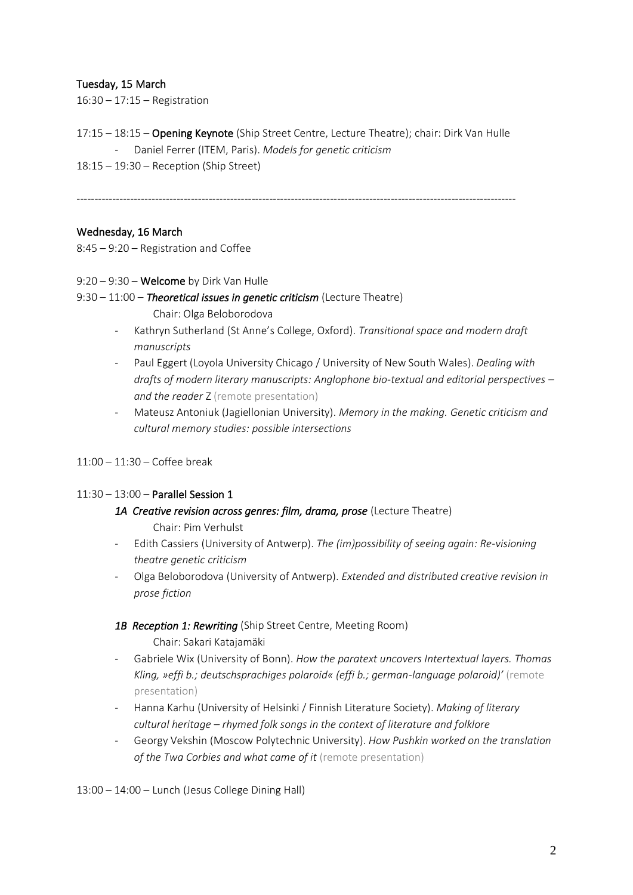## Tuesday, 15 March

16:30 – 17:15 – Registration

17:15 – 18:15 – **Opening Keynote** (Ship Street Centre, Lecture Theatre); chair: Dirk Van Hulle

- Daniel Ferrer (ITEM, Paris). *Models for genetic criticism*

18:15 – 19:30 – Reception (Ship Street)

---

## Wednesday, 16 March

8:45 – 9:20 – Registration and Coffee

9:20 – 9:30 – **Welcome** by Dirk Van Hulle

9:30 – 11:00 – ***Theoretical issues in genetic criticism*** (Lecture Theatre)

Chair: Olga Beloborodova

- Kathryn Sutherland (St Anne's College, Oxford). *Transitional space and modern draft manuscripts*
- Paul Eggert (Loyola University Chicago / University of New South Wales). *Dealing with drafts of modern literary manuscripts: Anglophone bio-textual and editorial perspectives – and the reader* Z (remote presentation)
- Mateusz Antoniuk (Jagiellonian University). *Memory in the making. Genetic criticism and cultural memory studies: possible intersections*

11:00 – 11:30 – Coffee break

11:30 – 13:00 – **Parallel Session 1**

***1A Creative revision across genres: film, drama, prose*** (Lecture Theatre)

Chair: Pim Verhulst

- Edith Cassiers (University of Antwerp). *The (im)possibility of seeing again: Re-visioning theatre genetic criticism*
- Olga Beloborodova (University of Antwerp). *Extended and distributed creative revision in prose fiction*

***1B Reception 1: Rewriting*** (Ship Street Centre, Meeting Room)

Chair: Sakari Katajamäki

- Gabriele Wix (University of Bonn). *How the paratext uncovers Intertextual layers. Thomas Kling, »effi b.; deutschsprachiges polaroid« (effi b.; german-language polaroid)'* (remote presentation)
- Hanna Karhu (University of Helsinki / Finnish Literature Society). *Making of literary cultural heritage – rhymed folk songs in the context of literature and folklore*
- Georgy Vekshin (Moscow Polytechnic University). *How Pushkin worked on the translation of the Twa Corbies and what came of it* (remote presentation)

13:00 – 14:00 – Lunch (Jesus College Dining Hall)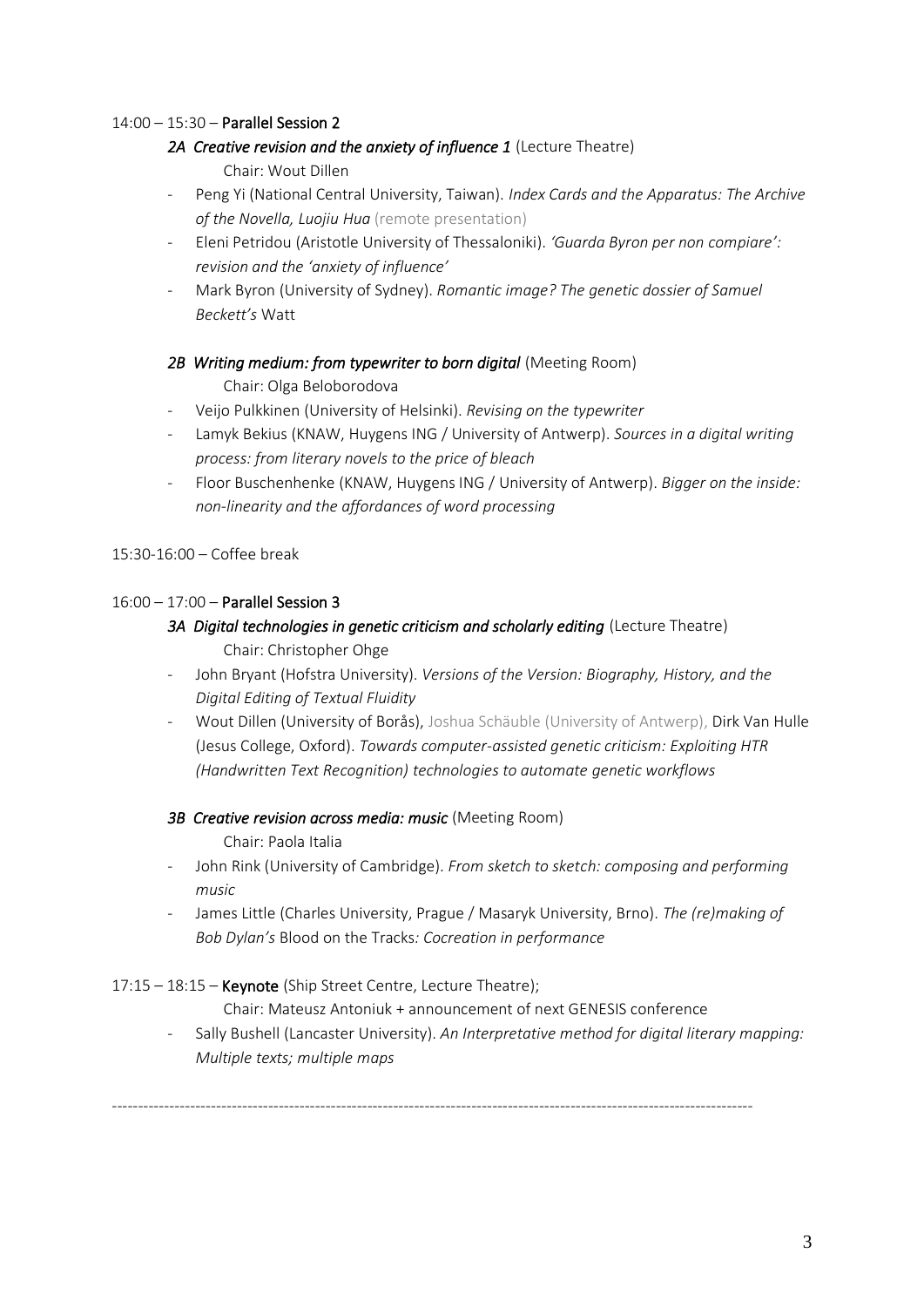14:00 – 15:30 – **Parallel Session 2**

***2A Creative revision and the anxiety of influence 1*** (Lecture Theatre)

Chair: Wout Dillen

- Peng Yi (National Central University, Taiwan). *Index Cards and the Apparatus: The Archive of the Novella, Luojiu Hua* (remote presentation)
- Eleni Petridou (Aristotle University of Thessaloniki). *'Guarda Byron per non compiare': revision and the 'anxiety of influence'*
- Mark Byron (University of Sydney). *Romantic image? The genetic dossier of Samuel Beckett's* Watt

***2B Writing medium: from typewriter to born digital*** (Meeting Room)

Chair: Olga Beloborodova

- Veijo Pulkkinen (University of Helsinki). *Revising on the typewriter*
- Lamyk Bekius (KNAW, Huygens ING / University of Antwerp). *Sources in a digital writing process: from literary novels to the price of bleach*
- Floor Buschenhenke (KNAW, Huygens ING / University of Antwerp). *Bigger on the inside: non-linearity and the affordances of word processing*

15:30-16:00 – Coffee break

16:00 – 17:00 – **Parallel Session 3**

***3A Digital technologies in genetic criticism and scholarly editing*** (Lecture Theatre)

Chair: Christopher Ohge

- John Bryant (Hofstra University). *Versions of the Version: Biography, History, and the Digital Editing of Textual Fluidity*
- Wout Dillen (University of Borås), Joshua Schäuble (University of Antwerp), Dirk Van Hulle (Jesus College, Oxford). *Towards computer-assisted genetic criticism: Exploiting HTR (Handwritten Text Recognition) technologies to automate genetic workflows*

***3B Creative revision across media: music*** (Meeting Room)

Chair: Paola Italia

- John Rink (University of Cambridge). *From sketch to sketch: composing and performing music*
- James Little (Charles University, Prague / Masaryk University, Brno). *The (re)making of Bob Dylan's* Blood on the Tracks*: Cocreation in performance*

17:15 – 18:15 – **Keynote** (Ship Street Centre, Lecture Theatre);

Chair: Mateusz Antoniuk + announcement of next GENESIS conference

- Sally Bushell (Lancaster University). *An Interpretative method for digital literary mapping: Multiple texts; multiple maps*

---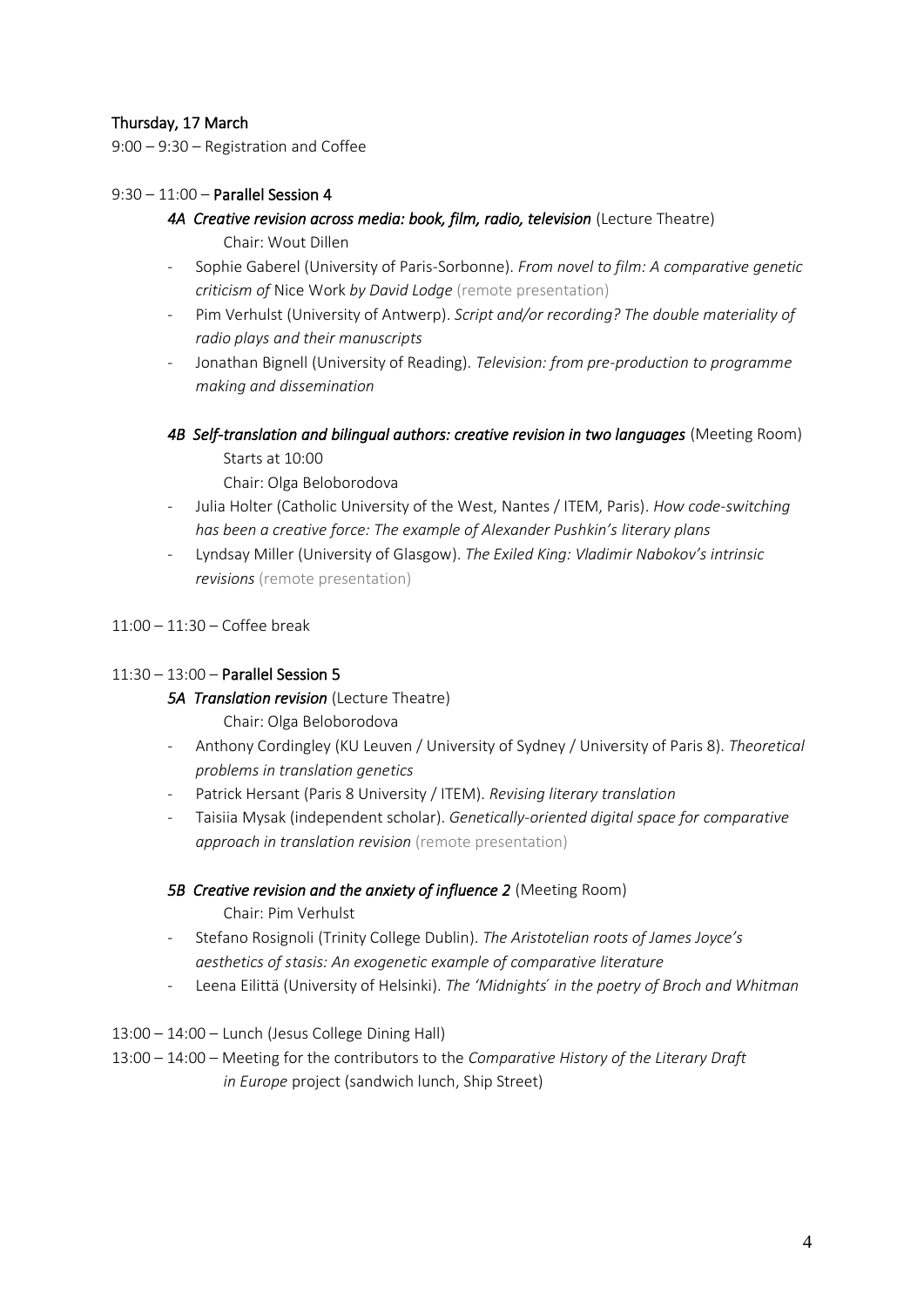## Thursday, 17 March

9:00 – 9:30 – Registration and Coffee

9:30 – 11:00 – **Parallel Session 4**

***4A Creative revision across media: book, film, radio, television*** (Lecture Theatre)
Chair: Wout Dillen

- Sophie Gaberel (University of Paris-Sorbonne). *From novel to film: A comparative genetic criticism of* Nice Work *by David Lodge* (remote presentation)
- Pim Verhulst (University of Antwerp). *Script and/or recording? The double materiality of radio plays and their manuscripts*
- Jonathan Bignell (University of Reading). *Television: from pre-production to programme making and dissemination*

***4B Self-translation and bilingual authors: creative revision in two languages*** (Meeting Room)
Starts at 10:00
Chair: Olga Beloborodova

- Julia Holter (Catholic University of the West, Nantes / ITEM, Paris). *How code-switching has been a creative force: The example of Alexander Pushkin's literary plans*
- Lyndsay Miller (University of Glasgow). *The Exiled King: Vladimir Nabokov's intrinsic revisions* (remote presentation)

11:00 – 11:30 – Coffee break

11:30 – 13:00 – **Parallel Session 5**

***5A Translation revision*** (Lecture Theatre)
Chair: Olga Beloborodova

- Anthony Cordingley (KU Leuven / University of Sydney / University of Paris 8). *Theoretical problems in translation genetics*
- Patrick Hersant (Paris 8 University / ITEM). *Revising literary translation*
- Taisiia Mysak (independent scholar). *Genetically-oriented digital space for comparative approach in translation revision* (remote presentation)

***5B Creative revision and the anxiety of influence 2*** (Meeting Room)
Chair: Pim Verhulst

- Stefano Rosignoli (Trinity College Dublin). *The Aristotelian roots of James Joyce's aesthetics of stasis: An exogenetic example of comparative literature*
- Leena Eilittä (University of Helsinki). *The 'Midnights' in the poetry of Broch and Whitman*

13:00 – 14:00 – Lunch (Jesus College Dining Hall)

13:00 – 14:00 – Meeting for the contributors to the *Comparative History of the Literary Draft in Europe* project (sandwich lunch, Ship Street)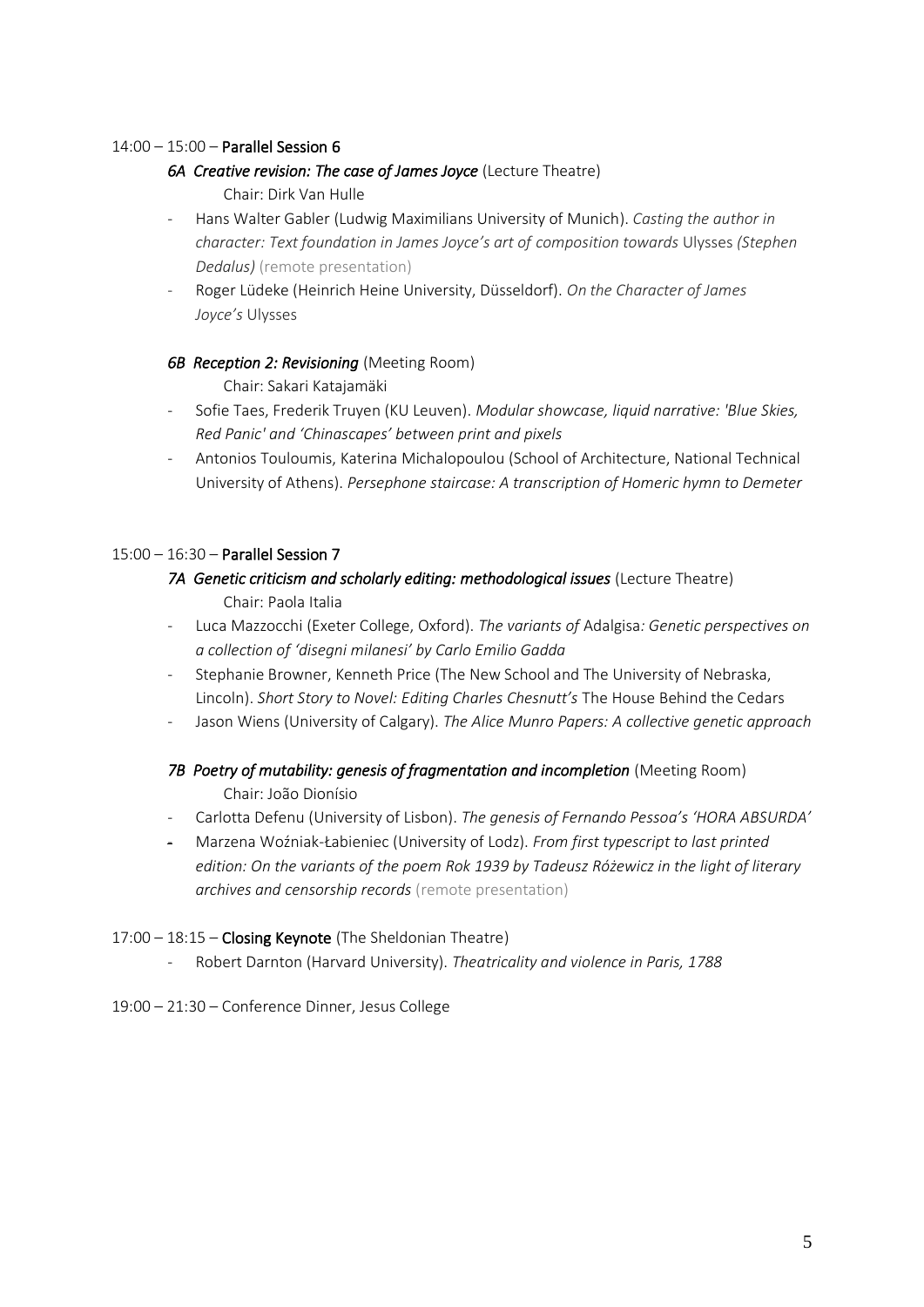14:00 – 15:00 – **Parallel Session 6**

***6A Creative revision: The case of James Joyce*** (Lecture Theatre)

Chair: Dirk Van Hulle

- Hans Walter Gabler (Ludwig Maximilians University of Munich). *Casting the author in character: Text foundation in James Joyce's art of composition towards* Ulysses *(Stephen Dedalus)* (remote presentation)
- Roger Lüdeke (Heinrich Heine University, Düsseldorf). *On the Character of James Joyce's* Ulysses

***6B Reception 2: Revisioning*** (Meeting Room)

Chair: Sakari Katajamäki

- Sofie Taes, Frederik Truyen (KU Leuven). *Modular showcase, liquid narrative: 'Blue Skies, Red Panic' and 'Chinascapes' between print and pixels*
- Antonios Touloumis, Katerina Michalopoulou (School of Architecture, National Technical University of Athens). *Persephone staircase: A transcription of Homeric hymn to Demeter*

15:00 – 16:30 – **Parallel Session 7**

***7A Genetic criticism and scholarly editing: methodological issues*** (Lecture Theatre)

Chair: Paola Italia

- Luca Mazzocchi (Exeter College, Oxford). *The variants of* Adalgisa*: Genetic perspectives on a collection of 'disegni milanesi' by Carlo Emilio Gadda*
- Stephanie Browner, Kenneth Price (The New School and The University of Nebraska, Lincoln). *Short Story to Novel: Editing Charles Chesnutt's* The House Behind the Cedars
- Jason Wiens (University of Calgary). *The Alice Munro Papers: A collective genetic approach*

***7B Poetry of mutability: genesis of fragmentation and incompletion*** (Meeting Room)

Chair: João Dionísio

- Carlotta Defenu (University of Lisbon). *The genesis of Fernando Pessoa's 'HORA ABSURDA'*
- Marzena Woźniak-Łabieniec (University of Lodz). *From first typescript to last printed edition: On the variants of the poem Rok 1939 by Tadeusz Różewicz in the light of literary archives and censorship records* (remote presentation)

17:00 – 18:15 – **Closing Keynote** (The Sheldonian Theatre)

- Robert Darnton (Harvard University). *Theatricality and violence in Paris, 1788*

19:00 – 21:30 – Conference Dinner, Jesus College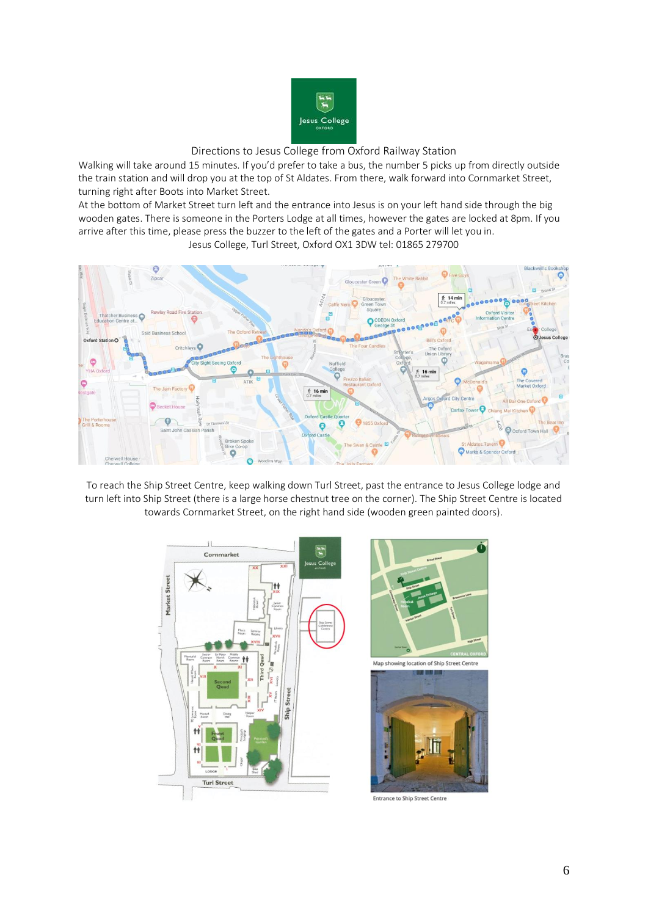Jesus College
OXFORD

## Directions to Jesus College from Oxford Railway Station

Walking will take around 15 minutes. If you'd prefer to take a bus, the number 5 picks up from directly outside the train station and will drop you at the top of St Aldates. From there, walk forward into Cornmarket Street, turning right after Boots into Market Street.

At the bottom of Market Street turn left and the entrance into Jesus is on your left hand side through the big wooden gates. There is someone in the Porters Lodge at all times, however the gates are locked at 8pm. If you arrive after this time, please press the buzzer to the left of the gates and a Porter will let you in.

Jesus College, Turl Street, Oxford OX1 3DW tel: 01865 279700

To reach the Ship Street Centre, keep walking down Turl Street, past the entrance to Jesus College lodge and turn left into Ship Street (there is a large horse chestnut tree on the corner). The Ship Street Centre is located towards Cornmarket Street, on the right hand side (wooden green painted doors).

Map showing location of Ship Street Centre

Entrance to Ship Street Centre